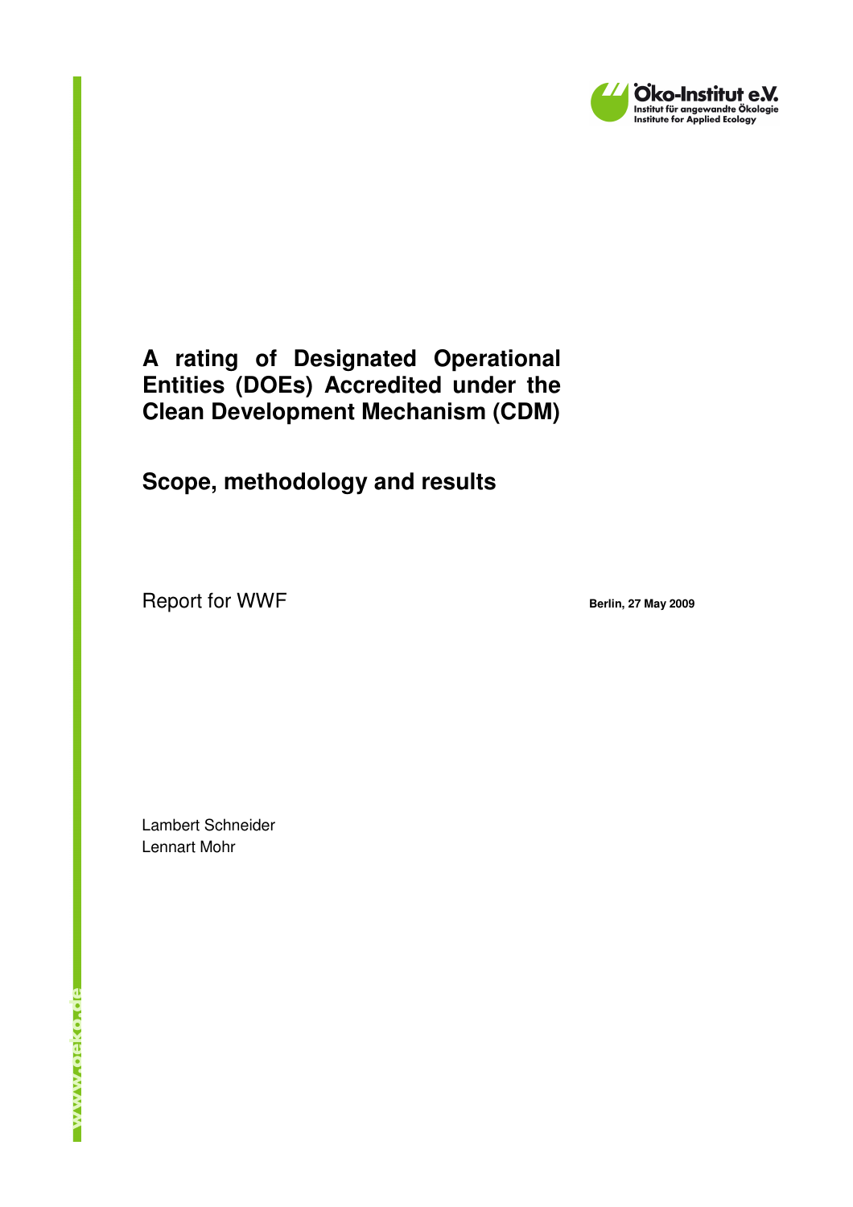Öko-Institut e.V.
Institut für angewandte Ökologie
Institute for Applied Ecology

# A rating of Designated Operational Entities (DOEs) Accredited under the Clean Development Mechanism (CDM)

## Scope, methodology and results

Report for WWF

**Berlin, 27 May 2009**

Lambert Schneider
Lennart Mohr

www.oeko.de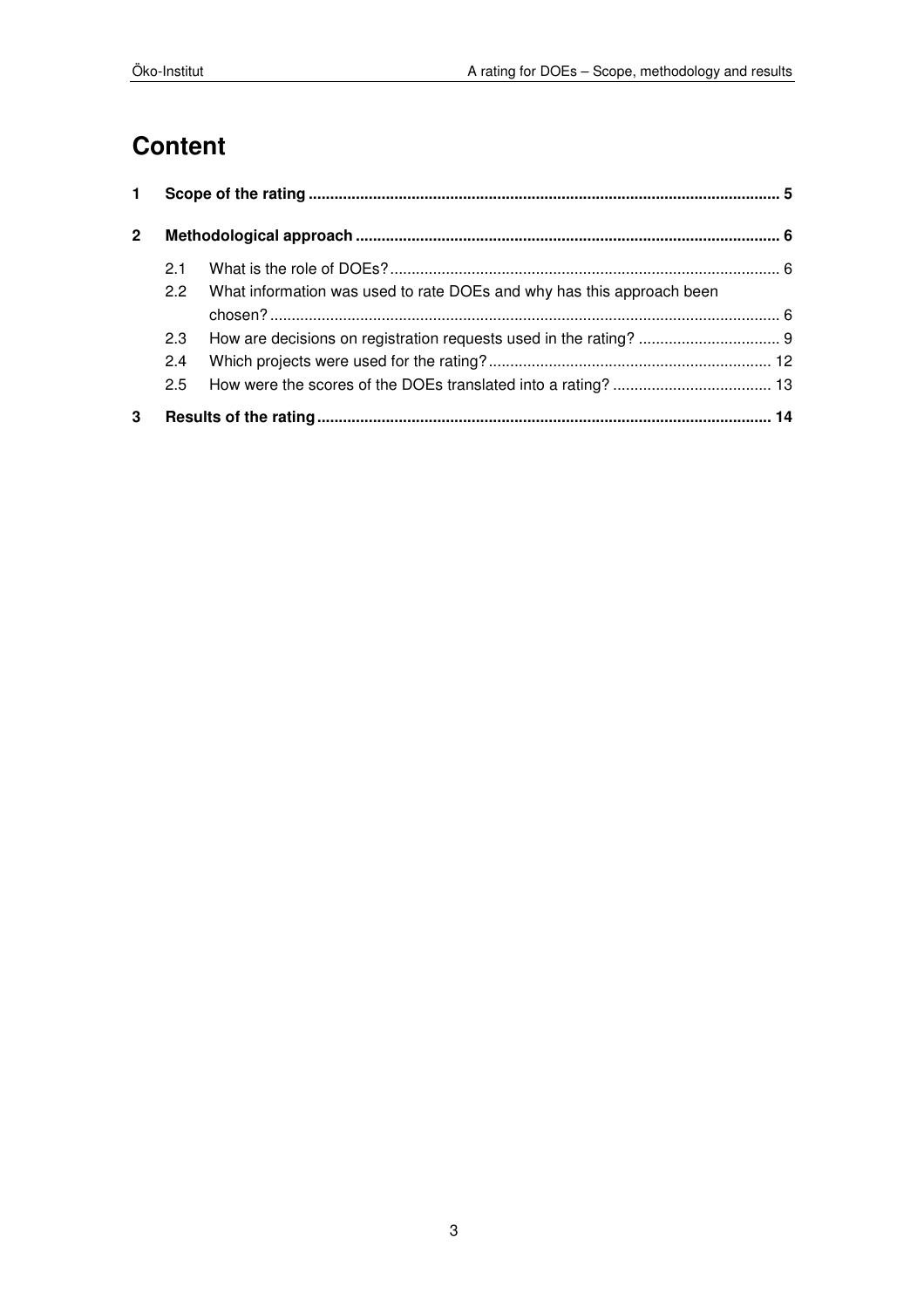# Content

**1 Scope of the rating** ........................................................................................................... **5**

**2 Methodological approach** ................................................................................................. **6**

2.1 What is the role of DOEs? ......................................................................................... 6

2.2 What information was used to rate DOEs and why has this approach been chosen? ..................................................................................................................... 6

2.3 How are decisions on registration requests used in the rating? ................................ 9

2.4 Which projects were used for the rating? ................................................................ 12

2.5 How were the scores of the DOEs translated into a rating? .................................... 13

**3 Results of the rating** ........................................................................................................ **14**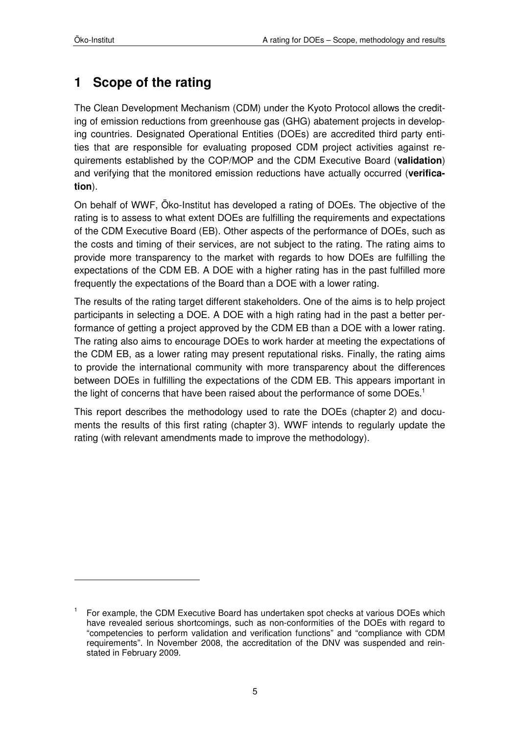# 1 Scope of the rating

The Clean Development Mechanism (CDM) under the Kyoto Protocol allows the crediting of emission reductions from greenhouse gas (GHG) abatement projects in developing countries. Designated Operational Entities (DOEs) are accredited third party entities that are responsible for evaluating proposed CDM project activities against requirements established by the COP/MOP and the CDM Executive Board (**validation**) and verifying that the monitored emission reductions have actually occurred (**verification**).

On behalf of WWF, Öko-Institut has developed a rating of DOEs. The objective of the rating is to assess to what extent DOEs are fulfilling the requirements and expectations of the CDM Executive Board (EB). Other aspects of the performance of DOEs, such as the costs and timing of their services, are not subject to the rating. The rating aims to provide more transparency to the market with regards to how DOEs are fulfilling the expectations of the CDM EB. A DOE with a higher rating has in the past fulfilled more frequently the expectations of the Board than a DOE with a lower rating.

The results of the rating target different stakeholders. One of the aims is to help project participants in selecting a DOE. A DOE with a high rating had in the past a better performance of getting a project approved by the CDM EB than a DOE with a lower rating. The rating also aims to encourage DOEs to work harder at meeting the expectations of the CDM EB, as a lower rating may present reputational risks. Finally, the rating aims to provide the international community with more transparency about the differences between DOEs in fulfilling the expectations of the CDM EB. This appears important in the light of concerns that have been raised about the performance of some DOEs.[1]

This report describes the methodology used to rate the DOEs (chapter 2) and documents the results of this first rating (chapter 3). WWF intends to regularly update the rating (with relevant amendments made to improve the methodology).

---

[1] For example, the CDM Executive Board has undertaken spot checks at various DOEs which have revealed serious shortcomings, such as non-conformities of the DOEs with regard to "competencies to perform validation and verification functions" and "compliance with CDM requirements". In November 2008, the accreditation of the DNV was suspended and reinstated in February 2009.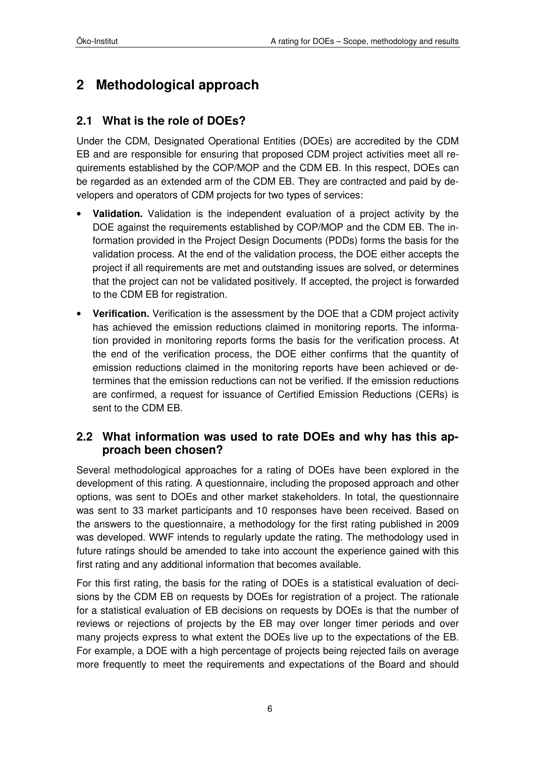# 2 Methodological approach

## 2.1 What is the role of DOEs?

Under the CDM, Designated Operational Entities (DOEs) are accredited by the CDM EB and are responsible for ensuring that proposed CDM project activities meet all requirements established by the COP/MOP and the CDM EB. In this respect, DOEs can be regarded as an extended arm of the CDM EB. They are contracted and paid by developers and operators of CDM projects for two types of services:

- **Validation.** Validation is the independent evaluation of a project activity by the DOE against the requirements established by COP/MOP and the CDM EB. The information provided in the Project Design Documents (PDDs) forms the basis for the validation process. At the end of the validation process, the DOE either accepts the project if all requirements are met and outstanding issues are solved, or determines that the project can not be validated positively. If accepted, the project is forwarded to the CDM EB for registration.
- **Verification.** Verification is the assessment by the DOE that a CDM project activity has achieved the emission reductions claimed in monitoring reports. The information provided in monitoring reports forms the basis for the verification process. At the end of the verification process, the DOE either confirms that the quantity of emission reductions claimed in the monitoring reports have been achieved or determines that the emission reductions can not be verified. If the emission reductions are confirmed, a request for issuance of Certified Emission Reductions (CERs) is sent to the CDM EB.

## 2.2 What information was used to rate DOEs and why has this approach been chosen?

Several methodological approaches for a rating of DOEs have been explored in the development of this rating. A questionnaire, including the proposed approach and other options, was sent to DOEs and other market stakeholders. In total, the questionnaire was sent to 33 market participants and 10 responses have been received. Based on the answers to the questionnaire, a methodology for the first rating published in 2009 was developed. WWF intends to regularly update the rating. The methodology used in future ratings should be amended to take into account the experience gained with this first rating and any additional information that becomes available.

For this first rating, the basis for the rating of DOEs is a statistical evaluation of decisions by the CDM EB on requests by DOEs for registration of a project. The rationale for a statistical evaluation of EB decisions on requests by DOEs is that the number of reviews or rejections of projects by the EB may over longer timer periods and over many projects express to what extent the DOEs live up to the expectations of the EB. For example, a DOE with a high percentage of projects being rejected fails on average more frequently to meet the requirements and expectations of the Board and should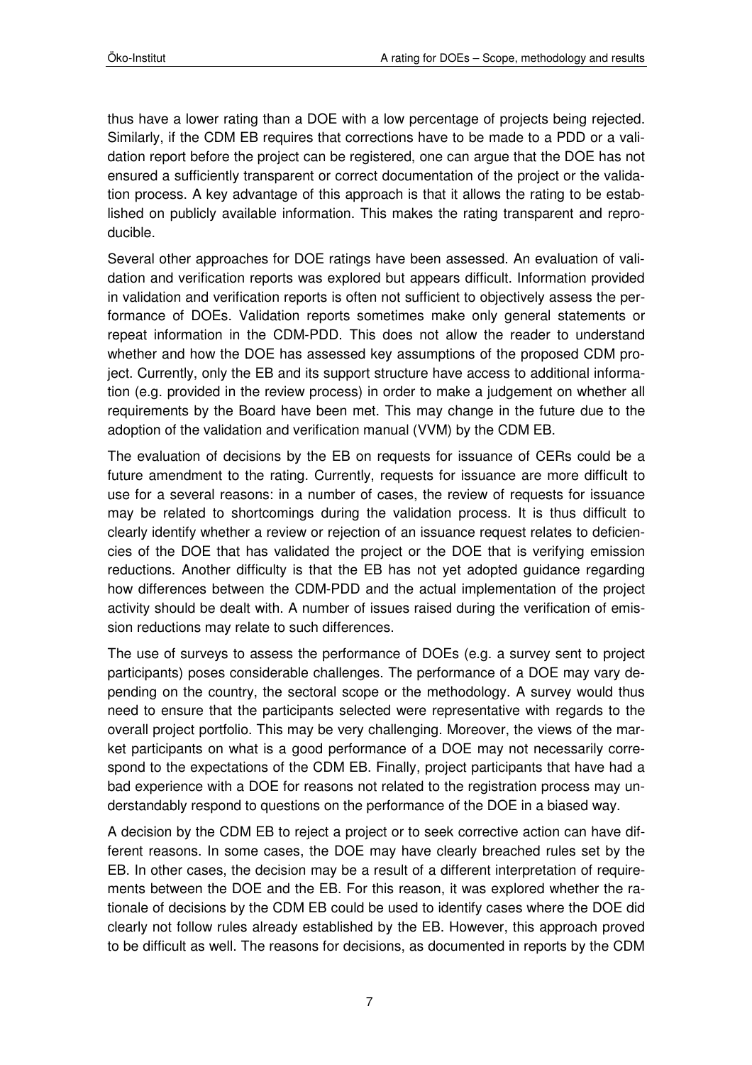thus have a lower rating than a DOE with a low percentage of projects being rejected. Similarly, if the CDM EB requires that corrections have to be made to a PDD or a validation report before the project can be registered, one can argue that the DOE has not ensured a sufficiently transparent or correct documentation of the project or the validation process. A key advantage of this approach is that it allows the rating to be established on publicly available information. This makes the rating transparent and reproducible.

Several other approaches for DOE ratings have been assessed. An evaluation of validation and verification reports was explored but appears difficult. Information provided in validation and verification reports is often not sufficient to objectively assess the performance of DOEs. Validation reports sometimes make only general statements or repeat information in the CDM-PDD. This does not allow the reader to understand whether and how the DOE has assessed key assumptions of the proposed CDM project. Currently, only the EB and its support structure have access to additional information (e.g. provided in the review process) in order to make a judgement on whether all requirements by the Board have been met. This may change in the future due to the adoption of the validation and verification manual (VVM) by the CDM EB.

The evaluation of decisions by the EB on requests for issuance of CERs could be a future amendment to the rating. Currently, requests for issuance are more difficult to use for a several reasons: in a number of cases, the review of requests for issuance may be related to shortcomings during the validation process. It is thus difficult to clearly identify whether a review or rejection of an issuance request relates to deficiencies of the DOE that has validated the project or the DOE that is verifying emission reductions. Another difficulty is that the EB has not yet adopted guidance regarding how differences between the CDM-PDD and the actual implementation of the project activity should be dealt with. A number of issues raised during the verification of emission reductions may relate to such differences.

The use of surveys to assess the performance of DOEs (e.g. a survey sent to project participants) poses considerable challenges. The performance of a DOE may vary depending on the country, the sectoral scope or the methodology. A survey would thus need to ensure that the participants selected were representative with regards to the overall project portfolio. This may be very challenging. Moreover, the views of the market participants on what is a good performance of a DOE may not necessarily correspond to the expectations of the CDM EB. Finally, project participants that have had a bad experience with a DOE for reasons not related to the registration process may understandably respond to questions on the performance of the DOE in a biased way.

A decision by the CDM EB to reject a project or to seek corrective action can have different reasons. In some cases, the DOE may have clearly breached rules set by the EB. In other cases, the decision may be a result of a different interpretation of requirements between the DOE and the EB. For this reason, it was explored whether the rationale of decisions by the CDM EB could be used to identify cases where the DOE did clearly not follow rules already established by the EB. However, this approach proved to be difficult as well. The reasons for decisions, as documented in reports by the CDM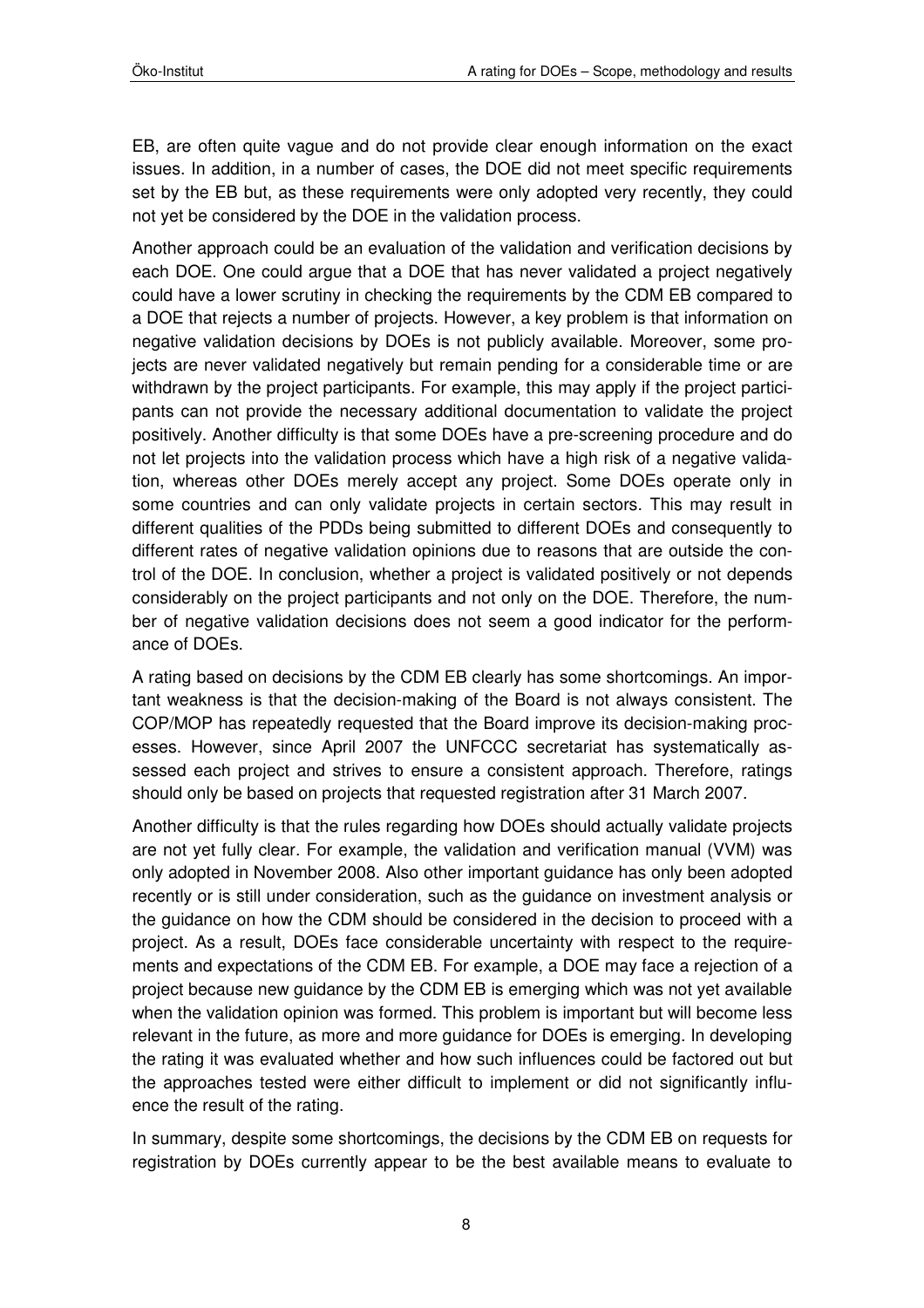EB, are often quite vague and do not provide clear enough information on the exact issues. In addition, in a number of cases, the DOE did not meet specific requirements set by the EB but, as these requirements were only adopted very recently, they could not yet be considered by the DOE in the validation process.

Another approach could be an evaluation of the validation and verification decisions by each DOE. One could argue that a DOE that has never validated a project negatively could have a lower scrutiny in checking the requirements by the CDM EB compared to a DOE that rejects a number of projects. However, a key problem is that information on negative validation decisions by DOEs is not publicly available. Moreover, some projects are never validated negatively but remain pending for a considerable time or are withdrawn by the project participants. For example, this may apply if the project participants can not provide the necessary additional documentation to validate the project positively. Another difficulty is that some DOEs have a pre-screening procedure and do not let projects into the validation process which have a high risk of a negative validation, whereas other DOEs merely accept any project. Some DOEs operate only in some countries and can only validate projects in certain sectors. This may result in different qualities of the PDDs being submitted to different DOEs and consequently to different rates of negative validation opinions due to reasons that are outside the control of the DOE. In conclusion, whether a project is validated positively or not depends considerably on the project participants and not only on the DOE. Therefore, the number of negative validation decisions does not seem a good indicator for the performance of DOEs.

A rating based on decisions by the CDM EB clearly has some shortcomings. An important weakness is that the decision-making of the Board is not always consistent. The COP/MOP has repeatedly requested that the Board improve its decision-making processes. However, since April 2007 the UNFCCC secretariat has systematically assessed each project and strives to ensure a consistent approach. Therefore, ratings should only be based on projects that requested registration after 31 March 2007.

Another difficulty is that the rules regarding how DOEs should actually validate projects are not yet fully clear. For example, the validation and verification manual (VVM) was only adopted in November 2008. Also other important guidance has only been adopted recently or is still under consideration, such as the guidance on investment analysis or the guidance on how the CDM should be considered in the decision to proceed with a project. As a result, DOEs face considerable uncertainty with respect to the requirements and expectations of the CDM EB. For example, a DOE may face a rejection of a project because new guidance by the CDM EB is emerging which was not yet available when the validation opinion was formed. This problem is important but will become less relevant in the future, as more and more guidance for DOEs is emerging. In developing the rating it was evaluated whether and how such influences could be factored out but the approaches tested were either difficult to implement or did not significantly influence the result of the rating.

In summary, despite some shortcomings, the decisions by the CDM EB on requests for registration by DOEs currently appear to be the best available means to evaluate to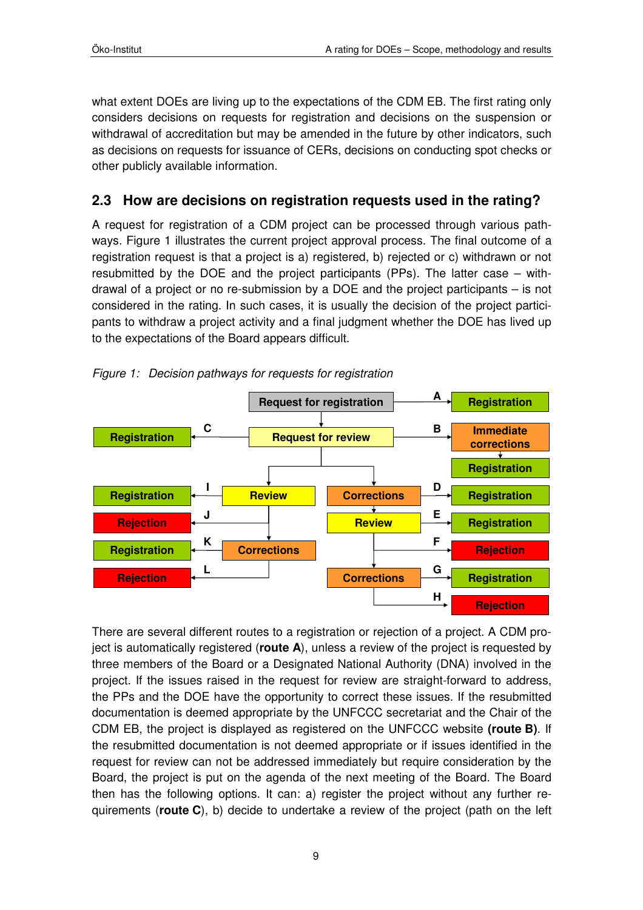what extent DOEs are living up to the expectations of the CDM EB. The first rating only considers decisions on requests for registration and decisions on the suspension or withdrawal of accreditation but may be amended in the future by other indicators, such as decisions on requests for issuance of CERs, decisions on conducting spot checks or other publicly available information.

## 2.3 How are decisions on registration requests used in the rating?

A request for registration of a CDM project can be processed through various pathways. Figure 1 illustrates the current project approval process. The final outcome of a registration request is that a project is a) registered, b) rejected or c) withdrawn or not resubmitted by the DOE and the project participants (PPs). The latter case – withdrawal of a project or no re-submission by a DOE and the project participants – is not considered in the rating. In such cases, it is usually the decision of the project participants to withdraw a project activity and a final judgment whether the DOE has lived up to the expectations of the Board appears difficult.

*Figure 1: Decision pathways for requests for registration*

There are several different routes to a registration or rejection of a project. A CDM project is automatically registered (**route A**), unless a review of the project is requested by three members of the Board or a Designated National Authority (DNA) involved in the project. If the issues raised in the request for review are straight-forward to address, the PPs and the DOE have the opportunity to correct these issues. If the resubmitted documentation is deemed appropriate by the UNFCCC secretariat and the Chair of the CDM EB, the project is displayed as registered on the UNFCCC website **(route B)**. If the resubmitted documentation is not deemed appropriate or if issues identified in the request for review can not be addressed immediately but require consideration by the Board, the project is put on the agenda of the next meeting of the Board. The Board then has the following options. It can: a) register the project without any further requirements (**route C**), b) decide to undertake a review of the project (path on the left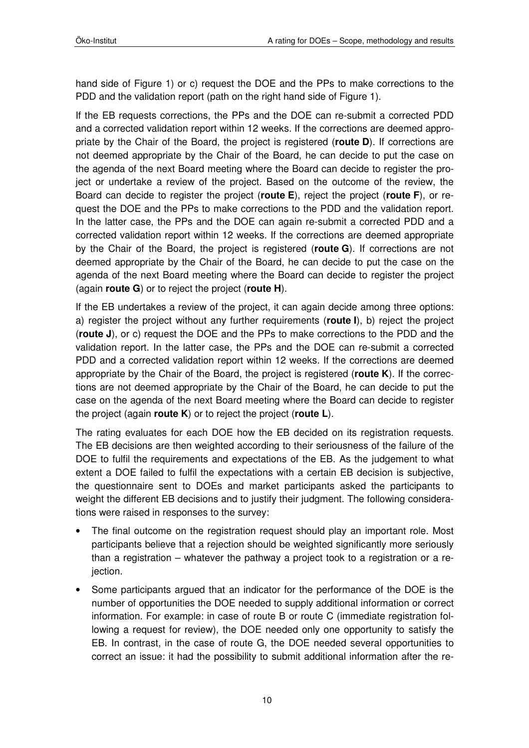hand side of Figure 1) or c) request the DOE and the PPs to make corrections to the PDD and the validation report (path on the right hand side of Figure 1).

If the EB requests corrections, the PPs and the DOE can re-submit a corrected PDD and a corrected validation report within 12 weeks. If the corrections are deemed appropriate by the Chair of the Board, the project is registered (**route D**). If corrections are not deemed appropriate by the Chair of the Board, he can decide to put the case on the agenda of the next Board meeting where the Board can decide to register the project or undertake a review of the project. Based on the outcome of the review, the Board can decide to register the project (**route E**), reject the project (**route F**), or request the DOE and the PPs to make corrections to the PDD and the validation report. In the latter case, the PPs and the DOE can again re-submit a corrected PDD and a corrected validation report within 12 weeks. If the corrections are deemed appropriate by the Chair of the Board, the project is registered (**route G**). If corrections are not deemed appropriate by the Chair of the Board, he can decide to put the case on the agenda of the next Board meeting where the Board can decide to register the project (again **route G**) or to reject the project (**route H**).

If the EB undertakes a review of the project, it can again decide among three options: a) register the project without any further requirements (**route I**), b) reject the project (**route J**), or c) request the DOE and the PPs to make corrections to the PDD and the validation report. In the latter case, the PPs and the DOE can re-submit a corrected PDD and a corrected validation report within 12 weeks. If the corrections are deemed appropriate by the Chair of the Board, the project is registered (**route K**). If the corrections are not deemed appropriate by the Chair of the Board, he can decide to put the case on the agenda of the next Board meeting where the Board can decide to register the project (again **route K**) or to reject the project (**route L**).

The rating evaluates for each DOE how the EB decided on its registration requests. The EB decisions are then weighted according to their seriousness of the failure of the DOE to fulfil the requirements and expectations of the EB. As the judgement to what extent a DOE failed to fulfil the expectations with a certain EB decision is subjective, the questionnaire sent to DOEs and market participants asked the participants to weight the different EB decisions and to justify their judgment. The following considerations were raised in responses to the survey:

- The final outcome on the registration request should play an important role. Most participants believe that a rejection should be weighted significantly more seriously than a registration – whatever the pathway a project took to a registration or a rejection.
- Some participants argued that an indicator for the performance of the DOE is the number of opportunities the DOE needed to supply additional information or correct information. For example: in case of route B or route C (immediate registration following a request for review), the DOE needed only one opportunity to satisfy the EB. In contrast, in the case of route G, the DOE needed several opportunities to correct an issue: it had the possibility to submit additional information after the re-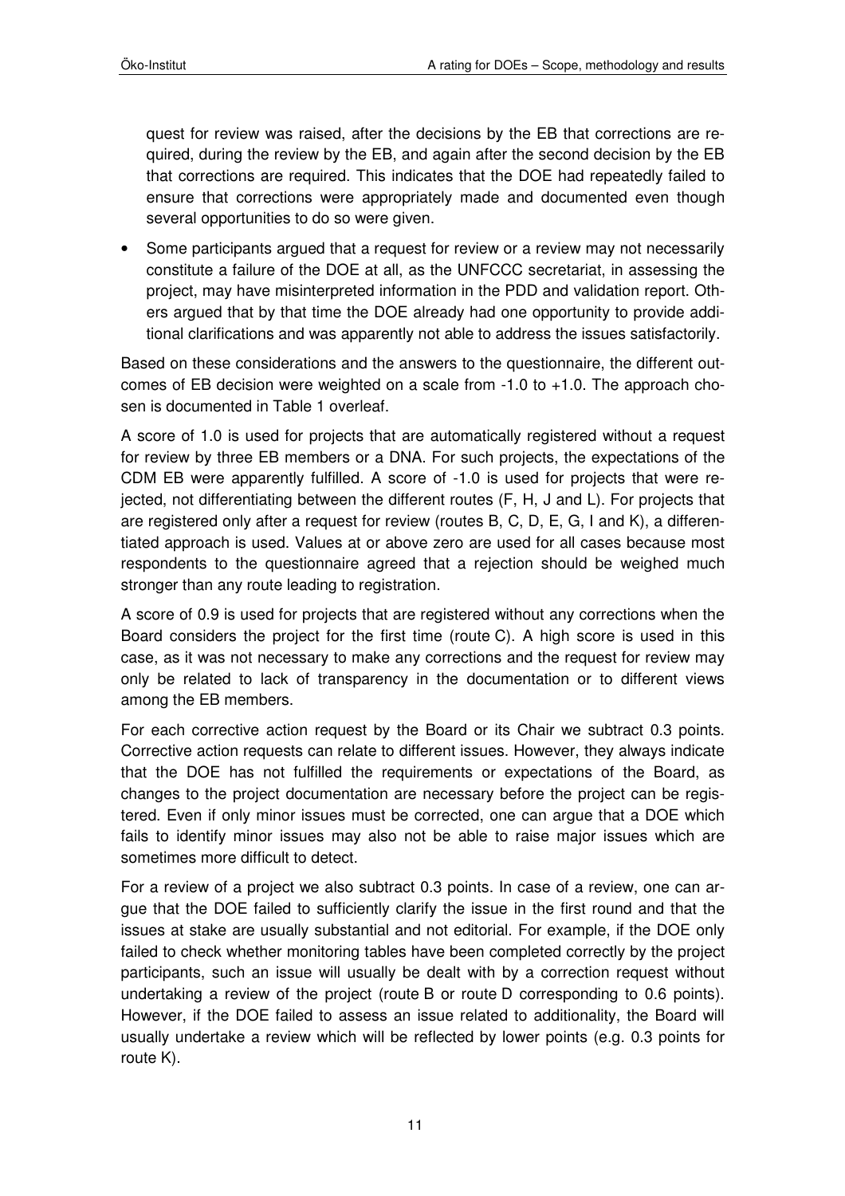quest for review was raised, after the decisions by the EB that corrections are required, during the review by the EB, and again after the second decision by the EB that corrections are required. This indicates that the DOE had repeatedly failed to ensure that corrections were appropriately made and documented even though several opportunities to do so were given.

- Some participants argued that a request for review or a review may not necessarily constitute a failure of the DOE at all, as the UNFCCC secretariat, in assessing the project, may have misinterpreted information in the PDD and validation report. Others argued that by that time the DOE already had one opportunity to provide additional clarifications and was apparently not able to address the issues satisfactorily.

Based on these considerations and the answers to the questionnaire, the different outcomes of EB decision were weighted on a scale from -1.0 to +1.0. The approach chosen is documented in Table 1 overleaf.

A score of 1.0 is used for projects that are automatically registered without a request for review by three EB members or a DNA. For such projects, the expectations of the CDM EB were apparently fulfilled. A score of -1.0 is used for projects that were rejected, not differentiating between the different routes (F, H, J and L). For projects that are registered only after a request for review (routes B, C, D, E, G, I and K), a differentiated approach is used. Values at or above zero are used for all cases because most respondents to the questionnaire agreed that a rejection should be weighed much stronger than any route leading to registration.

A score of 0.9 is used for projects that are registered without any corrections when the Board considers the project for the first time (route C). A high score is used in this case, as it was not necessary to make any corrections and the request for review may only be related to lack of transparency in the documentation or to different views among the EB members.

For each corrective action request by the Board or its Chair we subtract 0.3 points. Corrective action requests can relate to different issues. However, they always indicate that the DOE has not fulfilled the requirements or expectations of the Board, as changes to the project documentation are necessary before the project can be registered. Even if only minor issues must be corrected, one can argue that a DOE which fails to identify minor issues may also not be able to raise major issues which are sometimes more difficult to detect.

For a review of a project we also subtract 0.3 points. In case of a review, one can argue that the DOE failed to sufficiently clarify the issue in the first round and that the issues at stake are usually substantial and not editorial. For example, if the DOE only failed to check whether monitoring tables have been completed correctly by the project participants, such an issue will usually be dealt with by a correction request without undertaking a review of the project (route B or route D corresponding to 0.6 points). However, if the DOE failed to assess an issue related to additionality, the Board will usually undertake a review which will be reflected by lower points (e.g. 0.3 points for route K).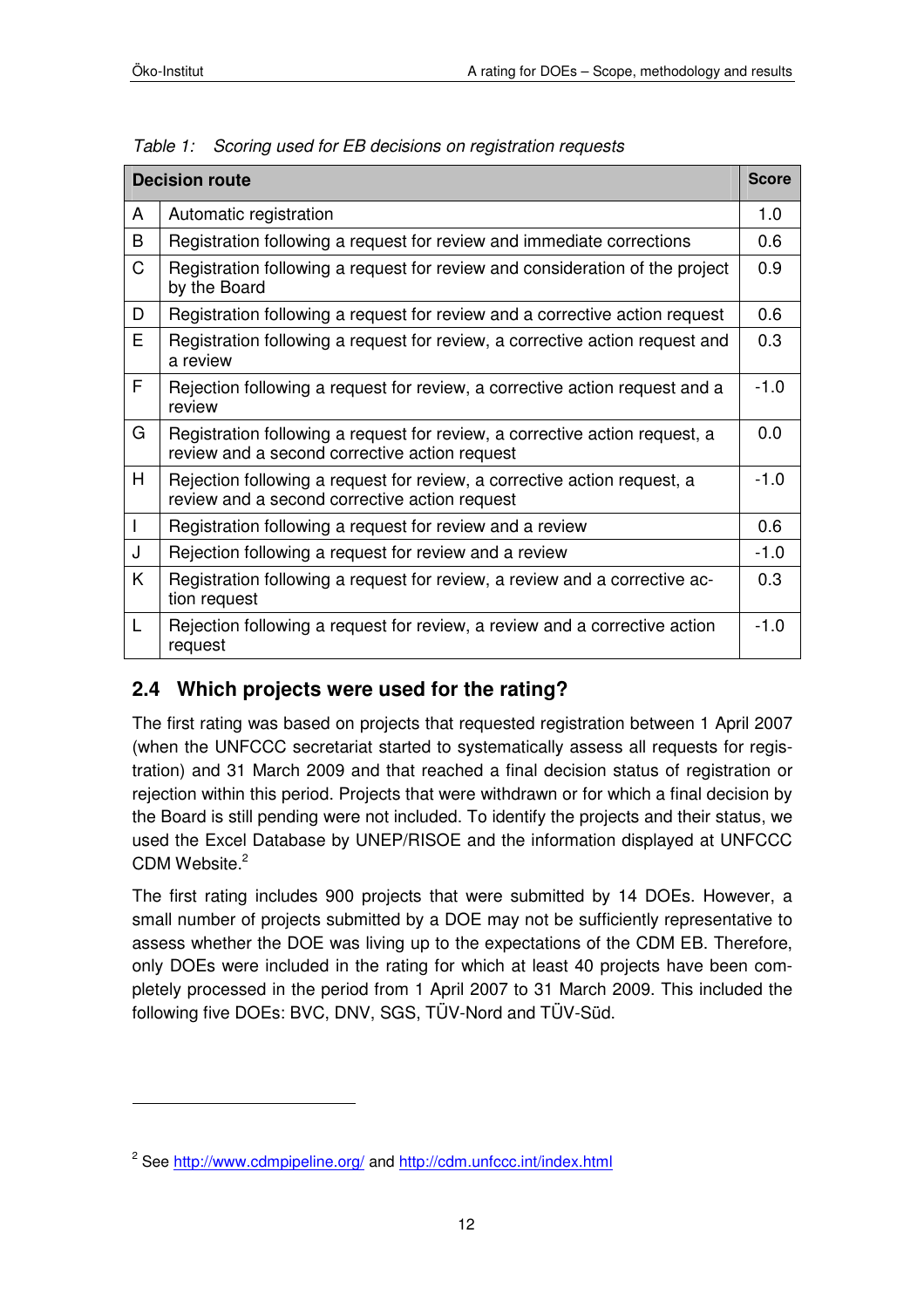*Table 1: Scoring used for EB decisions on registration requests*

| | Decision route | Score |
|---|---|---|
| A | Automatic registration | 1.0 |
| B | Registration following a request for review and immediate corrections | 0.6 |
| C | Registration following a request for review and consideration of the project by the Board | 0.9 |
| D | Registration following a request for review and a corrective action request | 0.6 |
| E | Registration following a request for review, a corrective action request and a review | 0.3 |
| F | Rejection following a request for review, a corrective action request and a review | -1.0 |
| G | Registration following a request for review, a corrective action request, a review and a second corrective action request | 0.0 |
| H | Rejection following a request for review, a corrective action request, a review and a second corrective action request | -1.0 |
| I | Registration following a request for review and a review | 0.6 |
| J | Rejection following a request for review and a review | -1.0 |
| K | Registration following a request for review, a review and a corrective action request | 0.3 |
| L | Rejection following a request for review, a review and a corrective action request | -1.0 |

## 2.4 Which projects were used for the rating?

The first rating was based on projects that requested registration between 1 April 2007 (when the UNFCCC secretariat started to systematically assess all requests for registration) and 31 March 2009 and that reached a final decision status of registration or rejection within this period. Projects that were withdrawn or for which a final decision by the Board is still pending were not included. To identify the projects and their status, we used the Excel Database by UNEP/RISOE and the information displayed at UNFCCC CDM Website.[2]

The first rating includes 900 projects that were submitted by 14 DOEs. However, a small number of projects submitted by a DOE may not be sufficiently representative to assess whether the DOE was living up to the expectations of the CDM EB. Therefore, only DOEs were included in the rating for which at least 40 projects have been completely processed in the period from 1 April 2007 to 31 March 2009. This included the following five DOEs: BVC, DNV, SGS, TÜV-Nord and TÜV-Süd.

[2] See http://www.cdmpipeline.org/ and http://cdm.unfccc.int/index.html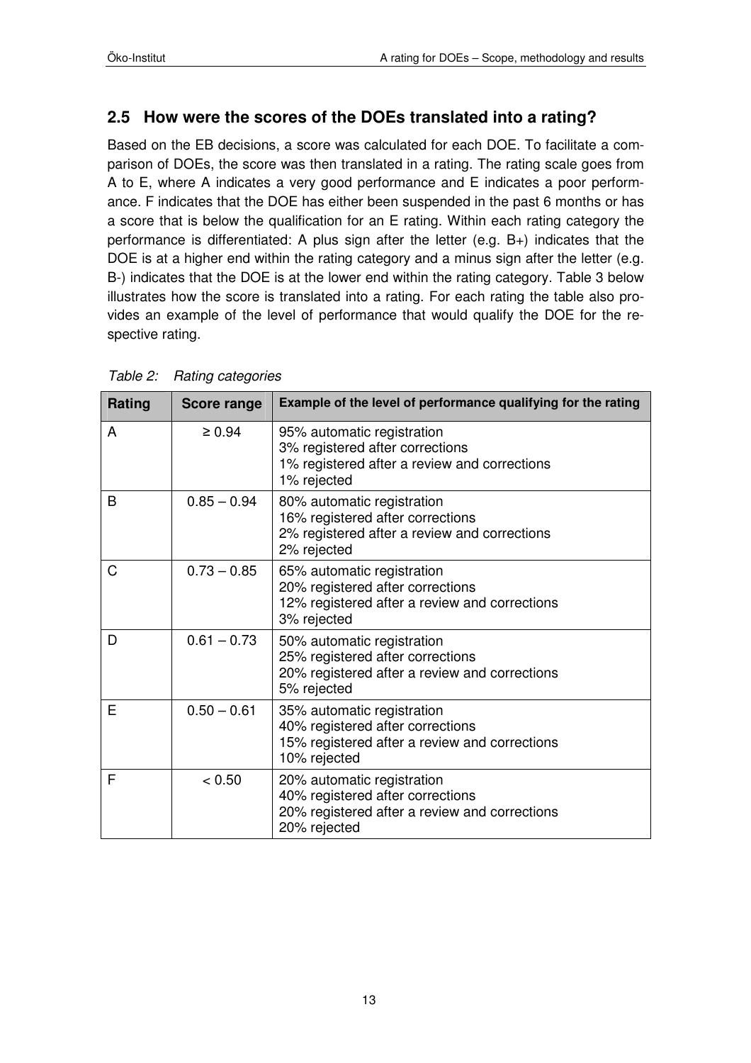## 2.5 How were the scores of the DOEs translated into a rating?

Based on the EB decisions, a score was calculated for each DOE. To facilitate a comparison of DOEs, the score was then translated in a rating. The rating scale goes from A to E, where A indicates a very good performance and E indicates a poor performance. F indicates that the DOE has either been suspended in the past 6 months or has a score that is below the qualification for an E rating. Within each rating category the performance is differentiated: A plus sign after the letter (e.g. B+) indicates that the DOE is at a higher end within the rating category and a minus sign after the letter (e.g. B-) indicates that the DOE is at the lower end within the rating category. Table 3 below illustrates how the score is translated into a rating. For each rating the table also provides an example of the level of performance that would qualify the DOE for the respective rating.

*Table 2: Rating categories*

| Rating | Score range | Example of the level of performance qualifying for the rating |
|---|---|---|
| A | ≥ 0.94 | 95% automatic registration<br>3% registered after corrections<br>1% registered after a review and corrections<br>1% rejected |
| B | 0.85 – 0.94 | 80% automatic registration<br>16% registered after corrections<br>2% registered after a review and corrections<br>2% rejected |
| C | 0.73 – 0.85 | 65% automatic registration<br>20% registered after corrections<br>12% registered after a review and corrections<br>3% rejected |
| D | 0.61 – 0.73 | 50% automatic registration<br>25% registered after corrections<br>20% registered after a review and corrections<br>5% rejected |
| E | 0.50 – 0.61 | 35% automatic registration<br>40% registered after corrections<br>15% registered after a review and corrections<br>10% rejected |
| F | < 0.50 | 20% automatic registration<br>40% registered after corrections<br>20% registered after a review and corrections<br>20% rejected |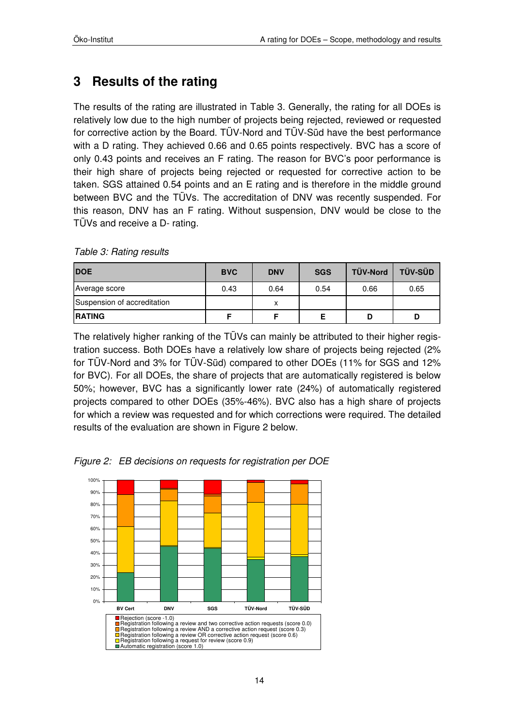# 3 Results of the rating

The results of the rating are illustrated in Table 3. Generally, the rating for all DOEs is relatively low due to the high number of projects being rejected, reviewed or requested for corrective action by the Board. TÜV-Nord and TÜV-Süd have the best performance with a D rating. They achieved 0.66 and 0.65 points respectively. BVC has a score of only 0.43 points and receives an F rating. The reason for BVC's poor performance is their high share of projects being rejected or requested for corrective action to be taken. SGS attained 0.54 points and an E rating and is therefore in the middle ground between BVC and the TÜVs. The accreditation of DNV was recently suspended. For this reason, DNV has an F rating. Without suspension, DNV would be close to the TÜVs and receive a D- rating.

*Table 3: Rating results*

| DOE | BVC | DNV | SGS | TÜV-Nord | TÜV-SÜD |
|---|---|---|---|---|---|
| Average score | 0.43 | 0.64 | 0.54 | 0.66 | 0.65 |
| Suspension of accreditation | | x | | | |
| **RATING** | **F** | **F** | **E** | **D** | **D** |

The relatively higher ranking of the TÜVs can mainly be attributed to their higher registration success. Both DOEs have a relatively low share of projects being rejected (2% for TÜV-Nord and 3% for TÜV-Süd) compared to other DOEs (11% for SGS and 12% for BVC). For all DOEs, the share of projects that are automatically registered is below 50%; however, BVC has a significantly lower rate (24%) of automatically registered projects compared to other DOEs (35%-46%). BVC also has a high share of projects for which a review was requested and for which corrections were required. The detailed results of the evaluation are shown in Figure 2 below.

*Figure 2: EB decisions on requests for registration per DOE*

- Rejection (score -1.0)
- Registration following a review and two corrective action requests (score 0.0)
- Registration following a review AND a corrective action request (score 0.3)
- Registration following a review OR corrective action request (score 0.6)
- Registration following a request for review (score 0.9)
- Automatic registration (score 1.0)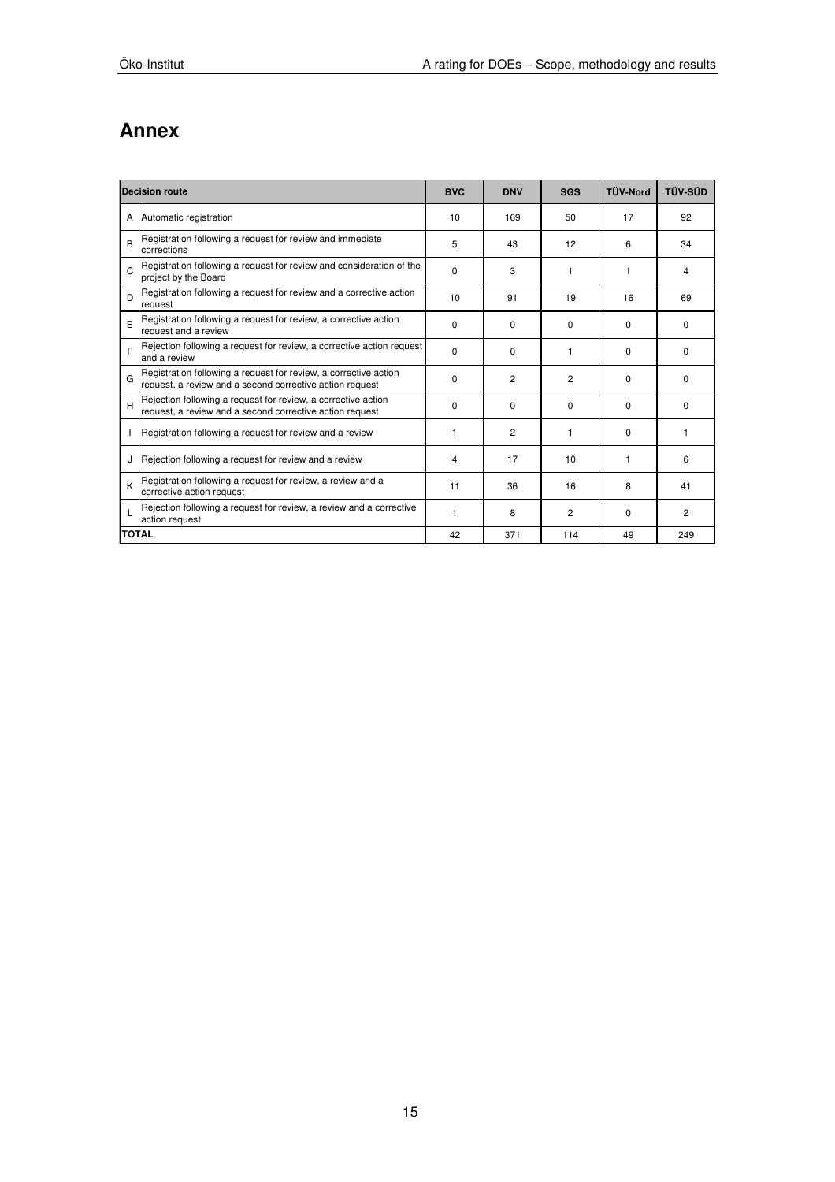# Annex

| | Decision route | BVC | DNV | SGS | TÜV-Nord | TÜV-SÜD |
|---|---|---|---|---|---|---|
| A | Automatic registration | 10 | 169 | 50 | 17 | 92 |
| B | Registration following a request for review and immediate corrections | 5 | 43 | 12 | 6 | 34 |
| C | Registration following a request for review and consideration of the project by the Board | 0 | 3 | 1 | 1 | 4 |
| D | Registration following a request for review and a corrective action request | 10 | 91 | 19 | 16 | 69 |
| E | Registration following a request for review, a corrective action request and a review | 0 | 0 | 0 | 0 | 0 |
| F | Rejection following a request for review, a corrective action request and a review | 0 | 0 | 1 | 0 | 0 |
| G | Registration following a request for review, a corrective action request, a review and a second corrective action request | 0 | 2 | 2 | 0 | 0 |
| H | Rejection following a request for review, a corrective action request, a review and a second corrective action request | 0 | 0 | 0 | 0 | 0 |
| I | Registration following a request for review and a review | 1 | 2 | 1 | 0 | 1 |
| J | Rejection following a request for review and a review | 4 | 17 | 10 | 1 | 6 |
| K | Registration following a request for review, a review and a corrective action request | 11 | 36 | 16 | 8 | 41 |
| L | Rejection following a request for review, a review and a corrective action request | 1 | 8 | 2 | 0 | 2 |
| TOTAL | | 42 | 371 | 114 | 49 | 249 |